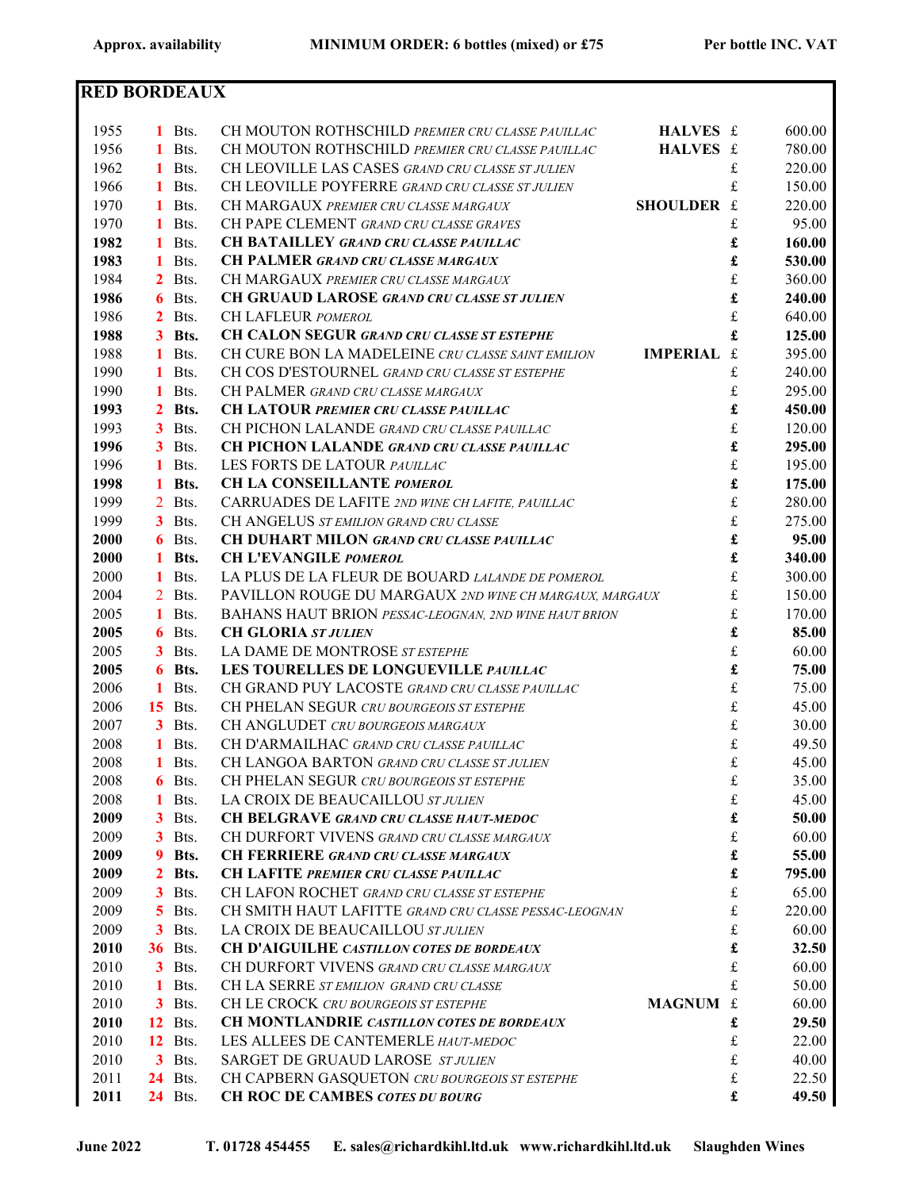Approx. availability | MINIMUM ORDER: 6 bottles (mixed) or £75 | Per bottle INC. VAT

## RED BORDEAUX

| Vintage | Qty | | Wine | Format | | Price |
|---|---|---|---|---|---|---|
| 1955 | 1 | Bts. | CH MOUTON ROTHSCHILD *PREMIER CRU CLASSE PAUILLAC* | **HALVES** | £ | 600.00 |
| 1956 | 1 | Bts. | CH MOUTON ROTHSCHILD *PREMIER CRU CLASSE PAUILLAC* | **HALVES** | £ | 780.00 |
| 1962 | 1 | Bts. | CH LEOVILLE LAS CASES *GRAND CRU CLASSE ST JULIEN* | | £ | 220.00 |
| 1966 | 1 | Bts. | CH LEOVILLE POYFERRE *GRAND CRU CLASSE ST JULIEN* | | £ | 150.00 |
| 1970 | 1 | Bts. | CH MARGAUX *PREMIER CRU CLASSE MARGAUX* | **SHOULDER** | £ | 220.00 |
| 1970 | 1 | Bts. | CH PAPE CLEMENT *GRAND CRU CLASSE GRAVES* | | £ | 95.00 |
| **1982** | **1** | Bts. | **CH BATAILLEY *GRAND CRU CLASSE PAUILLAC*** | | **£** | **160.00** |
| **1983** | **1** | Bts. | **CH PALMER *GRAND CRU CLASSE MARGAUX*** | | **£** | **530.00** |
| 1984 | 2 | Bts. | CH MARGAUX *PREMIER CRU CLASSE MARGAUX* | | £ | 360.00 |
| **1986** | **6** | Bts. | **CH GRUAUD LAROSE *GRAND CRU CLASSE ST JULIEN*** | | **£** | **240.00** |
| 1986 | 2 | Bts. | CH LAFLEUR *POMEROL* | | £ | 640.00 |
| **1988** | **3** | **Bts.** | **CH CALON SEGUR *GRAND CRU CLASSE ST ESTEPHE*** | | **£** | **125.00** |
| 1988 | 1 | Bts. | CH CURE BON LA MADELEINE *CRU CLASSE SAINT EMILION* | **IMPERIAL** | £ | 395.00 |
| 1990 | 1 | Bts. | CH COS D'ESTOURNEL *GRAND CRU CLASSE ST ESTEPHE* | | £ | 240.00 |
| 1990 | 1 | Bts. | CH PALMER *GRAND CRU CLASSE MARGAUX* | | £ | 295.00 |
| **1993** | **2** | **Bts.** | **CH LATOUR *PREMIER CRU CLASSE PAUILLAC*** | | **£** | **450.00** |
| 1993 | 3 | Bts. | CH PICHON LALANDE *GRAND CRU CLASSE PAUILLAC* | | £ | 120.00 |
| **1996** | **3** | Bts. | **CH PICHON LALANDE *GRAND CRU CLASSE PAUILLAC*** | | **£** | **295.00** |
| 1996 | 1 | Bts. | LES FORTS DE LATOUR *PAUILLAC* | | £ | 195.00 |
| **1998** | **1** | **Bts.** | **CH LA CONSEILLANTE *POMEROL*** | | **£** | **175.00** |
| 1999 | 2 | Bts. | CARRUADES DE LAFITE *2ND WINE CH LAFITE, PAUILLAC* | | £ | 280.00 |
| 1999 | 3 | Bts. | CH ANGELUS *ST EMILION GRAND CRU CLASSE* | | £ | 275.00 |
| **2000** | **6** | Bts. | **CH DUHART MILON *GRAND CRU CLASSE PAUILLAC*** | | **£** | **95.00** |
| **2000** | **1** | **Bts.** | **CH L'EVANGILE *POMEROL*** | | **£** | **340.00** |
| 2000 | 1 | Bts. | LA PLUS DE LA FLEUR DE BOUARD *LALANDE DE POMEROL* | | £ | 300.00 |
| 2004 | 2 | Bts. | PAVILLON ROUGE DU MARGAUX *2ND WINE CH MARGAUX, MARGAUX* | | £ | 150.00 |
| 2005 | 1 | Bts. | BAHANS HAUT BRION *PESSAC-LEOGNAN, 2ND WINE HAUT BRION* | | £ | 170.00 |
| **2005** | **6** | Bts. | **CH GLORIA *ST JULIEN*** | | **£** | **85.00** |
| 2005 | 3 | Bts. | LA DAME DE MONTROSE *ST ESTEPHE* | | £ | 60.00 |
| **2005** | **6** | **Bts.** | **LES TOURELLES DE LONGUEVILLE *PAUILLAC*** | | **£** | **75.00** |
| 2006 | 1 | Bts. | CH GRAND PUY LACOSTE *GRAND CRU CLASSE PAUILLAC* | | £ | 75.00 |
| 2006 | 15 | Bts. | CH PHELAN SEGUR *CRU BOURGEOIS ST ESTEPHE* | | £ | 45.00 |
| 2007 | 3 | Bts. | CH ANGLUDET *CRU BOURGEOIS MARGAUX* | | £ | 30.00 |
| 2008 | 1 | Bts. | CH D'ARMAILHAC *GRAND CRU CLASSE PAUILLAC* | | £ | 49.50 |
| 2008 | 1 | Bts. | CH LANGOA BARTON *GRAND CRU CLASSE ST JULIEN* | | £ | 45.00 |
| 2008 | 6 | Bts. | CH PHELAN SEGUR *CRU BOURGEOIS ST ESTEPHE* | | £ | 35.00 |
| 2008 | 1 | Bts. | LA CROIX DE BEAUCAILLOU *ST JULIEN* | | £ | 45.00 |
| **2009** | **3** | Bts. | **CH BELGRAVE *GRAND CRU CLASSE HAUT-MEDOC*** | | **£** | **50.00** |
| 2009 | 3 | Bts. | CH DURFORT VIVENS *GRAND CRU CLASSE MARGAUX* | | £ | 60.00 |
| **2009** | **9** | **Bts.** | **CH FERRIERE *GRAND CRU CLASSE MARGAUX*** | | **£** | **55.00** |
| **2009** | **2** | **Bts.** | **CH LAFITE *PREMIER CRU CLASSE PAUILLAC*** | | **£** | **795.00** |
| 2009 | 3 | Bts. | CH LAFON ROCHET *GRAND CRU CLASSE ST ESTEPHE* | | £ | 65.00 |
| 2009 | 5 | Bts. | CH SMITH HAUT LAFITTE *GRAND CRU CLASSE PESSAC-LEOGNAN* | | £ | 220.00 |
| 2009 | 3 | Bts. | LA CROIX DE BEAUCAILLOU *ST JULIEN* | | £ | 60.00 |
| **2010** | **36** | Bts. | **CH D'AIGUILHE *CASTILLON COTES DE BORDEAUX*** | | **£** | **32.50** |
| 2010 | 3 | Bts. | CH DURFORT VIVENS *GRAND CRU CLASSE MARGAUX* | | £ | 60.00 |
| 2010 | 1 | Bts. | CH LA SERRE *ST EMILION GRAND CRU CLASSE* | | £ | 50.00 |
| 2010 | 3 | Bts. | CH LE CROCK *CRU BOURGEOIS ST ESTEPHE* | **MAGNUM** | £ | 60.00 |
| **2010** | **12** | Bts. | **CH MONTLANDRIE *CASTILLON COTES DE BORDEAUX*** | | **£** | **29.50** |
| 2010 | 12 | Bts. | LES ALLEES DE CANTEMERLE *HAUT-MEDOC* | | £ | 22.00 |
| 2010 | 3 | Bts. | SARGET DE GRUAUD LAROSE *ST JULIEN* | | £ | 40.00 |
| 2011 | 24 | Bts. | CH CAPBERN GASQUETON *CRU BOURGEOIS ST ESTEPHE* | | £ | 22.50 |
| **2011** | **24** | Bts. | **CH ROC DE CAMBES *COTES DU BOURG*** | | **£** | **49.50** |

June 2022 T. 01728 454455 E. sales@richardkihl.ltd.uk www.richardkihl.ltd.uk Slaughden Wines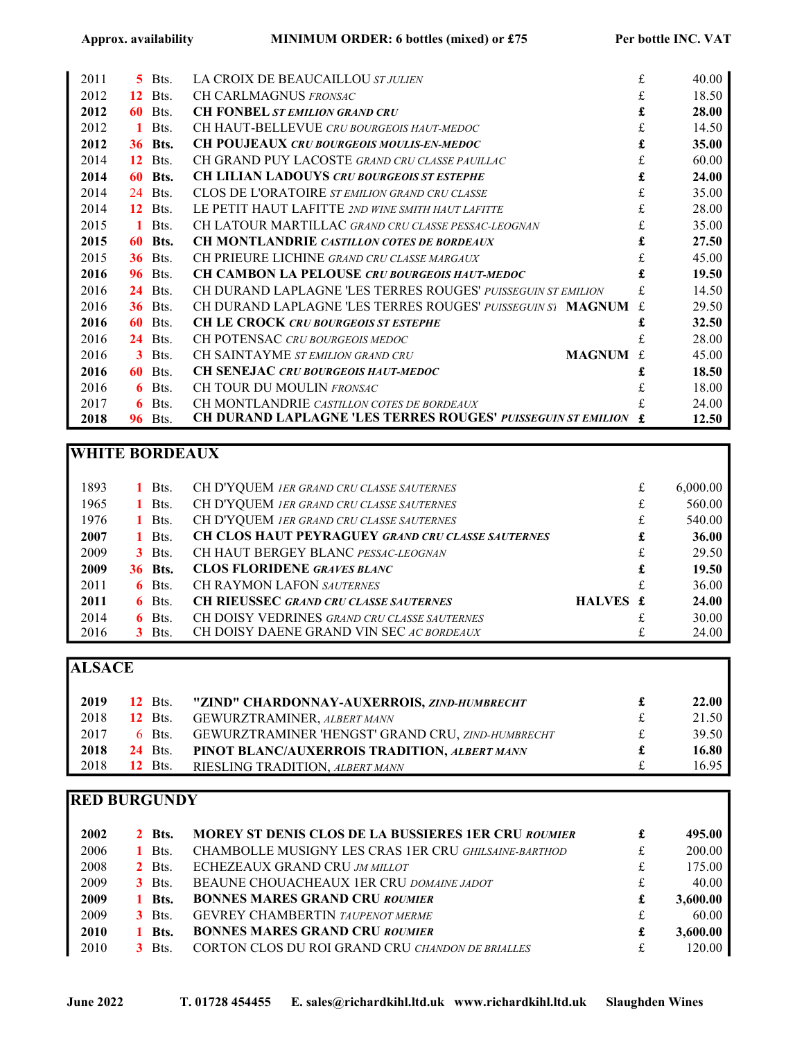| Approx. availability | | | MINIMUM ORDER: 6 bottles (mixed) or £75 | | Per bottle INC. VAT |
|---|---|---|---|---|---|
| 2011 | 5 | Bts. | LA CROIX DE BEAUCAILLOU *ST JULIEN* | £ | 40.00 |
| 2012 | 12 | Bts. | CH CARLMAGNUS *FRONSAC* | £ | 18.50 |
| **2012** | **60** | **Bts.** | **CH FONBEL *ST EMILION GRAND CRU*** | **£** | **28.00** |
| 2012 | 1 | Bts. | CH HAUT-BELLEVUE *CRU BOURGEOIS HAUT-MEDOC* | £ | 14.50 |
| **2012** | **36** | **Bts.** | **CH POUJEAUX *CRU BOURGEOIS MOULIS-EN-MEDOC*** | **£** | **35.00** |
| 2014 | 12 | Bts. | CH GRAND PUY LACOSTE *GRAND CRU CLASSE PAUILLAC* | £ | 60.00 |
| **2014** | **60** | **Bts.** | **CH LILIAN LADOUYS *CRU BOURGEOIS ST ESTEPHE*** | **£** | **24.00** |
| 2014 | 24 | Bts. | CLOS DE L'ORATOIRE *ST EMILION GRAND CRU CLASSE* | £ | 35.00 |
| 2014 | 12 | Bts. | LE PETIT HAUT LAFITTE *2ND WINE SMITH HAUT LAFITTE* | £ | 28.00 |
| 2015 | 1 | Bts. | CH LATOUR MARTILLAC *GRAND CRU CLASSE PESSAC-LEOGNAN* | £ | 35.00 |
| **2015** | **60** | **Bts.** | **CH MONTLANDRIE *CASTILLON COTES DE BORDEAUX*** | **£** | **27.50** |
| 2015 | 36 | Bts. | CH PRIEURE LICHINE *GRAND CRU CLASSE MARGAUX* | £ | 45.00 |
| **2016** | **96** | **Bts.** | **CH CAMBON LA PELOUSE *CRU BOURGEOIS HAUT-MEDOC*** | **£** | **19.50** |
| 2016 | 24 | Bts. | CH DURAND LAPLAGNE 'LES TERRES ROUGES' *PUISSEGUIN ST EMILION* | £ | 14.50 |
| 2016 | 36 | Bts. | CH DURAND LAPLAGNE 'LES TERRES ROUGES' *PUISSEGUIN ST* **MAGNUM** | £ | 29.50 |
| **2016** | **60** | **Bts.** | **CH LE CROCK *CRU BOURGEOIS ST ESTEPHE*** | **£** | **32.50** |
| 2016 | 24 | Bts. | CH POTENSAC *CRU BOURGEOIS MEDOC* | £ | 28.00 |
| 2016 | 3 | Bts. | CH SAINTAYME *ST EMILION GRAND CRU* **MAGNUM** | £ | 45.00 |
| **2016** | **60** | **Bts.** | **CH SENEJAC *CRU BOURGEOIS HAUT-MEDOC*** | **£** | **18.50** |
| 2016 | 6 | Bts. | CH TOUR DU MOULIN *FRONSAC* | £ | 18.00 |
| 2017 | 6 | Bts. | CH MONTLANDRIE *CASTILLON COTES DE BORDEAUX* | £ | 24.00 |
| **2018** | **96** | Bts. | **CH DURAND LAPLAGNE 'LES TERRES ROUGES' *PUISSEGUIN ST EMILION*** | **£** | **12.50** |

## WHITE BORDEAUX

| | | | | | |
|---|---|---|---|---|---|
| 1893 | 1 | Bts. | CH D'YQUEM *1ER GRAND CRU CLASSE SAUTERNES* | £ | 6,000.00 |
| 1965 | 1 | Bts. | CH D'YQUEM *1ER GRAND CRU CLASSE SAUTERNES* | £ | 560.00 |
| 1976 | 1 | Bts. | CH D'YQUEM *1ER GRAND CRU CLASSE SAUTERNES* | £ | 540.00 |
| **2007** | **1** | **Bts.** | **CH CLOS HAUT PEYRAGUEY *GRAND CRU CLASSE SAUTERNES*** | **£** | **36.00** |
| 2009 | 3 | Bts. | CH HAUT BERGEY BLANC *PESSAC-LEOGNAN* | £ | 29.50 |
| **2009** | **36** | **Bts.** | **CLOS FLORIDENE *GRAVES BLANC*** | **£** | **19.50** |
| 2011 | 6 | Bts. | CH RAYMON LAFON *SAUTERNES* | £ | 36.00 |
| **2011** | **6** | **Bts.** | **CH RIEUSSEC *GRAND CRU CLASSE SAUTERNES* HALVES** | **£** | **24.00** |
| 2014 | 6 | Bts. | CH DOISY VEDRINES *GRAND CRU CLASSE SAUTERNES* | £ | 30.00 |
| 2016 | 3 | Bts. | CH DOISY DAENE GRAND VIN SEC *AC BORDEAUX* | £ | 24.00 |

## ALSACE

| | | | | | |
|---|---|---|---|---|---|
| **2019** | **12** | Bts. | **"ZIND" CHARDONNAY-AUXERROIS, *ZIND-HUMBRECHT*** | **£** | **22.00** |
| 2018 | 12 | Bts. | GEWURZTRAMINER, *ALBERT MANN* | £ | 21.50 |
| 2017 | 6 | Bts. | GEWURZTRAMINER 'HENGST' GRAND CRU, *ZIND-HUMBRECHT* | £ | 39.50 |
| **2018** | **24** | Bts. | **PINOT BLANC/AUXERROIS TRADITION, *ALBERT MANN*** | **£** | **16.80** |
| 2018 | 12 | Bts. | RIESLING TRADITION, *ALBERT MANN* | £ | 16.95 |

## RED BURGUNDY

| | | | | | |
|---|---|---|---|---|---|
| **2002** | **2** | **Bts.** | **MOREY ST DENIS CLOS DE LA BUSSIERES 1ER CRU *ROUMIER*** | **£** | **495.00** |
| 2006 | 1 | Bts. | CHAMBOLLE MUSIGNY LES CRAS 1ER CRU *GHILSAINE-BARTHOD* | £ | 200.00 |
| 2008 | 2 | Bts. | ECHEZEAUX GRAND CRU *JM MILLOT* | £ | 175.00 |
| 2009 | 3 | Bts. | BEAUNE CHOUACHEAUX 1ER CRU *DOMAINE JADOT* | £ | 40.00 |
| **2009** | **1** | **Bts.** | **BONNES MARES GRAND CRU *ROUMIER*** | **£** | **3,600.00** |
| 2009 | 3 | Bts. | GEVREY CHAMBERTIN *TAUPENOT MERME* | £ | 60.00 |
| **2010** | **1** | **Bts.** | **BONNES MARES GRAND CRU *ROUMIER*** | **£** | **3,600.00** |
| 2010 | 3 | Bts. | CORTON CLOS DU ROI GRAND CRU *CHANDON DE BRIALLES* | £ | 120.00 |

**June 2022 T. 01728 454455 E. sales@richardkihl.ltd.uk www.richardkihl.ltd.uk Slaughden Wines**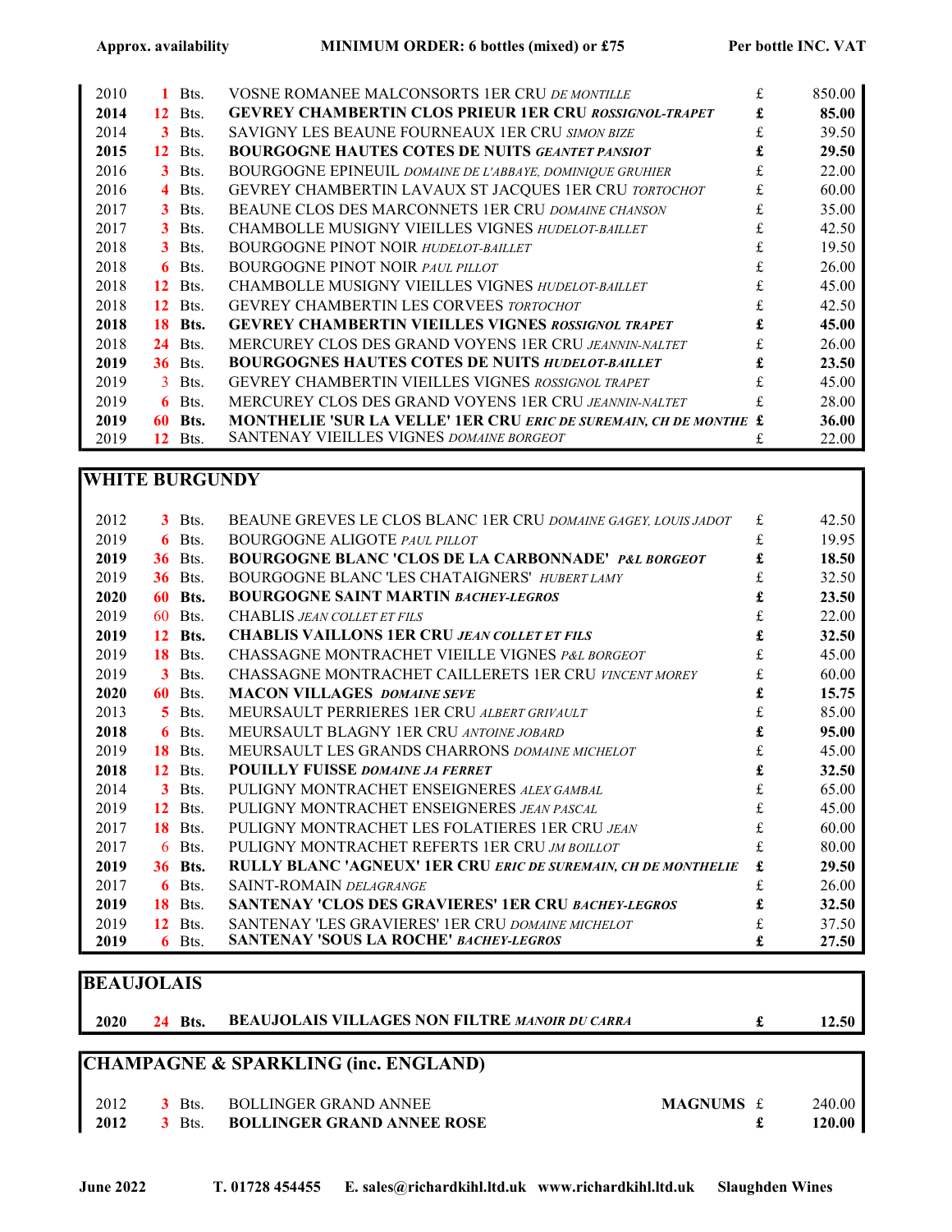| Approx. availability | | MINIMUM ORDER: 6 bottles (mixed) or £75 | | Per bottle INC. VAT |
|---|---|---|---|---|
| 2010 | 1 Bts. | VOSNE ROMANEE MALCONSORTS 1ER CRU *DE MONTILLE* | £ | 850.00 |
| **2014** | **12 Bts.** | **GEVREY CHAMBERTIN CLOS PRIEUR 1ER CRU *ROSSIGNOL-TRAPET*** | **£** | **85.00** |
| 2014 | 3 Bts. | SAVIGNY LES BEAUNE FOURNEAUX 1ER CRU *SIMON BIZE* | £ | 39.50 |
| **2015** | **12 Bts.** | **BOURGOGNE HAUTES COTES DE NUITS *GEANTET PANSIOT*** | **£** | **29.50** |
| 2016 | 3 Bts. | BOURGOGNE EPINEUIL *DOMAINE DE L'ABBAYE, DOMINIQUE GRUHIER* | £ | 22.00 |
| 2016 | 4 Bts. | GEVREY CHAMBERTIN LAVAUX ST JACQUES 1ER CRU *TORTOCHOT* | £ | 60.00 |
| 2017 | 3 Bts. | BEAUNE CLOS DES MARCONNETS 1ER CRU *DOMAINE CHANSON* | £ | 35.00 |
| 2017 | 3 Bts. | CHAMBOLLE MUSIGNY VIEILLES VIGNES *HUDELOT-BAILLET* | £ | 42.50 |
| 2018 | 3 Bts. | BOURGOGNE PINOT NOIR *HUDELOT-BAILLET* | £ | 19.50 |
| 2018 | 6 Bts. | BOURGOGNE PINOT NOIR *PAUL PILLOT* | £ | 26.00 |
| 2018 | 12 Bts. | CHAMBOLLE MUSIGNY VIEILLES VIGNES *HUDELOT-BAILLET* | £ | 45.00 |
| 2018 | 12 Bts. | GEVREY CHAMBERTIN LES CORVEES *TORTOCHOT* | £ | 42.50 |
| **2018** | **18 Bts.** | **GEVREY CHAMBERTIN VIEILLES VIGNES *ROSSIGNOL TRAPET*** | **£** | **45.00** |
| 2018 | 24 Bts. | MERCUREY CLOS DES GRAND VOYENS 1ER CRU *JEANNIN-NALTET* | £ | 26.00 |
| **2019** | **36 Bts.** | **BOURGOGNES HAUTES COTES DE NUITS *HUDELOT-BAILLET*** | **£** | **23.50** |
| 2019 | 3 Bts. | GEVREY CHAMBERTIN VIEILLES VIGNES *ROSSIGNOL TRAPET* | £ | 45.00 |
| 2019 | 6 Bts. | MERCUREY CLOS DES GRAND VOYENS 1ER CRU *JEANNIN-NALTET* | £ | 28.00 |
| **2019** | **60 Bts.** | **MONTHELIE 'SUR LA VELLE' 1ER CRU *ERIC DE SUREMAIN, CH DE MONTHE*** | **£** | **36.00** |
| 2019 | 12 Bts. | SANTENAY VIEILLES VIGNES *DOMAINE BORGEOT* | £ | 22.00 |

## WHITE BURGUNDY

| | | | | |
|---|---|---|---|---|
| 2012 | 3 Bts. | BEAUNE GREVES LE CLOS BLANC 1ER CRU *DOMAINE GAGEY, LOUIS JADOT* | £ | 42.50 |
| 2019 | 6 Bts. | BOURGOGNE ALIGOTE *PAUL PILLOT* | £ | 19.95 |
| **2019** | **36 Bts.** | **BOURGOGNE BLANC 'CLOS DE LA CARBONNADE' *P&L BORGEOT*** | **£** | **18.50** |
| 2019 | 36 Bts. | BOURGOGNE BLANC 'LES CHATAIGNERS' *HUBERT LAMY* | £ | 32.50 |
| **2020** | **60 Bts.** | **BOURGOGNE SAINT MARTIN *BACHEY-LEGROS*** | **£** | **23.50** |
| 2019 | 60 Bts. | CHABLIS *JEAN COLLET ET FILS* | £ | 22.00 |
| **2019** | **12 Bts.** | **CHABLIS VAILLONS 1ER CRU *JEAN COLLET ET FILS*** | **£** | **32.50** |
| 2019 | 18 Bts. | CHASSAGNE MONTRACHET VIEILLE VIGNES *P&L BORGEOT* | £ | 45.00 |
| 2019 | 3 Bts. | CHASSAGNE MONTRACHET CAILLERETS 1ER CRU *VINCENT MOREY* | £ | 60.00 |
| **2020** | **60 Bts.** | **MACON VILLAGES *DOMAINE SEVE*** | **£** | **15.75** |
| 2013 | 5 Bts. | MEURSAULT PERRIERES 1ER CRU *ALBERT GRIVAULT* | £ | 85.00 |
| **2018** | **6 Bts.** | MEURSAULT BLAGNY 1ER CRU *ANTOINE JOBARD* | **£** | **95.00** |
| 2019 | 18 Bts. | MEURSAULT LES GRANDS CHARRONS *DOMAINE MICHELOT* | £ | 45.00 |
| **2018** | **12 Bts.** | **POUILLY FUISSE *DOMAINE JA FERRET*** | **£** | **32.50** |
| 2014 | 3 Bts. | PULIGNY MONTRACHET ENSEIGNERES *ALEX GAMBAL* | £ | 65.00 |
| 2019 | 12 Bts. | PULIGNY MONTRACHET ENSEIGNERES *JEAN PASCAL* | £ | 45.00 |
| 2017 | 18 Bts. | PULIGNY MONTRACHET LES FOLATIERES 1ER CRU *JEAN* | £ | 60.00 |
| 2017 | 6 Bts. | PULIGNY MONTRACHET REFERTS 1ER CRU *JM BOILLOT* | £ | 80.00 |
| **2019** | **36 Bts.** | **RULLY BLANC 'AGNEUX' 1ER CRU *ERIC DE SUREMAIN, CH DE MONTHELIE*** | **£** | **29.50** |
| 2017 | 6 Bts. | SAINT-ROMAIN *DELAGRANGE* | £ | 26.00 |
| **2019** | **18 Bts.** | **SANTENAY 'CLOS DES GRAVIERES' 1ER CRU *BACHEY-LEGROS*** | **£** | **32.50** |
| 2019 | 12 Bts. | SANTENAY 'LES GRAVIERES' 1ER CRU *DOMAINE MICHELOT* | £ | 37.50 |
| **2019** | **6 Bts.** | **SANTENAY 'SOUS LA ROCHE' *BACHEY-LEGROS*** | **£** | **27.50** |

## BEAUJOLAIS

| | | | | |
|---|---|---|---|---|
| **2020** | **24 Bts.** | **BEAUJOLAIS VILLAGES NON FILTRE *MANOIR DU CARRA*** | **£** | **12.50** |

## CHAMPAGNE & SPARKLING (inc. ENGLAND)

| | | | | | |
|---|---|---|---|---|---|
| 2012 | 3 Bts. | BOLLINGER GRAND ANNEE | **MAGNUMS** | £ | 240.00 |
| **2012** | **3 Bts.** | **BOLLINGER GRAND ANNEE ROSE** | | **£** | **120.00** |

**June 2022** T. 01728 454455 E. sales@richardkihl.ltd.uk www.richardkihl.ltd.uk Slaughden Wines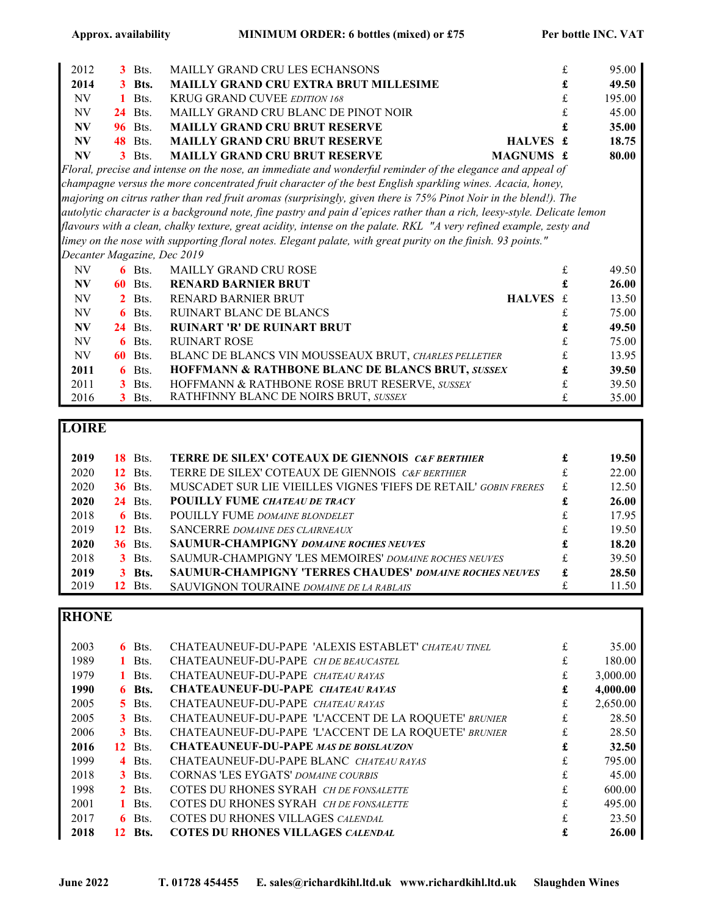**Approx. availability** **MINIMUM ORDER: 6 bottles (mixed) or £75** **Per bottle INC. VAT**

| Vintage | Qty | | Wine | | | Price |
|---|---|---|---|---|---|---|
| 2012 | 3 | Bts. | MAILLY GRAND CRU LES ECHANSONS | | £ | 95.00 |
| **2014** | **3** | **Bts.** | **MAILLY GRAND CRU EXTRA BRUT MILLESIME** | | **£** | **49.50** |
| NV | 1 | Bts. | KRUG GRAND CUVEE *EDITION 168* | | £ | 195.00 |
| NV | 24 | Bts. | MAILLY GRAND CRU BLANC DE PINOT NOIR | | £ | 45.00 |
| **NV** | **96** | **Bts.** | **MAILLY GRAND CRU BRUT RESERVE** | | **£** | **35.00** |
| **NV** | **48** | **Bts.** | **MAILLY GRAND CRU BRUT RESERVE** | **HALVES** | **£** | **18.75** |
| **NV** | **3** | **Bts.** | **MAILLY GRAND CRU BRUT RESERVE** | **MAGNUMS** | **£** | **80.00** |

*Floral, precise and intense on the nose, an immediate and wonderful reminder of the elegance and appeal of champagne versus the more concentrated fruit character of the best English sparkling wines. Acacia, honey, majoring on citrus rather than red fruit aromas (surprisingly, given there is 75% Pinot Noir in the blend!). The autolytic character is a background note, fine pastry and pain d'epices rather than a rich, leesy-style. Delicate lemon flavours with a clean, chalky texture, great acidity, intense on the palate. RKL "A very refined example, zesty and limey on the nose with supporting floral notes. Elegant palate, with great purity on the finish. 93 points." Decanter Magazine, Dec 2019*

| Vintage | Qty | | Wine | | | Price |
|---|---|---|---|---|---|---|
| NV | 6 | Bts. | MAILLY GRAND CRU ROSE | | £ | 49.50 |
| **NV** | **60** | **Bts.** | **RENARD BARNIER BRUT** | | **£** | **26.00** |
| NV | 2 | Bts. | RENARD BARNIER BRUT | **HALVES** | £ | 13.50 |
| NV | 6 | Bts. | RUINART BLANC DE BLANCS | | £ | 75.00 |
| **NV** | **24** | **Bts.** | **RUINART 'R' DE RUINART BRUT** | | **£** | **49.50** |
| NV | 6 | Bts. | RUINART ROSE | | £ | 75.00 |
| NV | 60 | Bts. | BLANC DE BLANCS VIN MOUSSEAUX BRUT, *CHARLES PELLETIER* | | £ | 13.95 |
| **2011** | **6** | **Bts.** | **HOFFMANN & RATHBONE BLANC DE BLANCS BRUT, *SUSSEX*** | | **£** | **39.50** |
| 2011 | 3 | Bts. | HOFFMANN & RATHBONE ROSE BRUT RESERVE, *SUSSEX* | | £ | 39.50 |
| 2016 | 3 | Bts. | RATHFINNY BLANC DE NOIRS BRUT, *SUSSEX* | | £ | 35.00 |

## LOIRE

| Vintage | Qty | | Wine | | Price |
|---|---|---|---|---|---|
| **2019** | **18** | **Bts.** | **TERRE DE SILEX' COTEAUX DE GIENNOIS *C&F BERTHIER*** | **£** | **19.50** |
| 2020 | 12 | Bts. | TERRE DE SILEX' COTEAUX DE GIENNOIS *C&F BERTHIER* | £ | 22.00 |
| 2020 | 36 | Bts. | MUSCADET SUR LIE VIEILLES VIGNES 'FIEFS DE RETAIL' *GOBIN FRERES* | £ | 12.50 |
| **2020** | **24** | **Bts.** | **POUILLY FUME *CHATEAU DE TRACY*** | **£** | **26.00** |
| 2018 | 6 | Bts. | POUILLY FUME *DOMAINE BLONDELET* | £ | 17.95 |
| 2019 | 12 | Bts. | SANCERRE *DOMAINE DES CLAIRNEAUX* | £ | 19.50 |
| **2020** | **36** | **Bts.** | **SAUMUR-CHAMPIGNY *DOMAINE ROCHES NEUVES*** | **£** | **18.20** |
| 2018 | 3 | Bts. | SAUMUR-CHAMPIGNY 'LES MEMOIRES' *DOMAINE ROCHES NEUVES* | £ | 39.50 |
| **2019** | **3** | **Bts.** | **SAUMUR-CHAMPIGNY 'TERRES CHAUDES' *DOMAINE ROCHES NEUVES*** | **£** | **28.50** |
| 2019 | 12 | Bts. | SAUVIGNON TOURAINE *DOMAINE DE LA RABLAIS* | £ | 11.50 |

## RHONE

| Vintage | Qty | | Wine | | Price |
|---|---|---|---|---|---|
| 2003 | 6 | Bts. | CHATEAUNEUF-DU-PAPE 'ALEXIS ESTABLET' *CHATEAU TINEL* | £ | 35.00 |
| 1989 | 1 | Bts. | CHATEAUNEUF-DU-PAPE *CH DE BEAUCASTEL* | £ | 180.00 |
| 1979 | 1 | Bts. | CHATEAUNEUF-DU-PAPE *CHATEAU RAYAS* | £ | 3,000.00 |
| **1990** | **6** | **Bts.** | **CHATEAUNEUF-DU-PAPE *CHATEAU RAYAS*** | **£** | **4,000.00** |
| 2005 | 5 | Bts. | CHATEAUNEUF-DU-PAPE *CHATEAU RAYAS* | £ | 2,650.00 |
| 2005 | 3 | Bts. | CHATEAUNEUF-DU-PAPE 'L'ACCENT DE LA ROQUETE' *BRUNIER* | £ | 28.50 |
| 2006 | 3 | Bts. | CHATEAUNEUF-DU-PAPE 'L'ACCENT DE LA ROQUETE' *BRUNIER* | £ | 28.50 |
| **2016** | **12** | **Bts.** | **CHATEAUNEUF-DU-PAPE *MAS DE BOISLAUZON*** | **£** | **32.50** |
| 1999 | 4 | Bts. | CHATEAUNEUF-DU-PAPE BLANC *CHATEAU RAYAS* | £ | 795.00 |
| 2018 | 3 | Bts. | CORNAS 'LES EYGATS' *DOMAINE COURBIS* | £ | 45.00 |
| 1998 | 2 | Bts. | COTES DU RHONES SYRAH *CH DE FONSALETTE* | £ | 600.00 |
| 2001 | 1 | Bts. | COTES DU RHONES SYRAH *CH DE FONSALETTE* | £ | 495.00 |
| 2017 | 6 | Bts. | COTES DU RHONES VILLAGES *CALENDAL* | £ | 23.50 |
| **2018** | **12** | **Bts.** | **COTES DU RHONES VILLAGES *CALENDAL*** | **£** | **26.00** |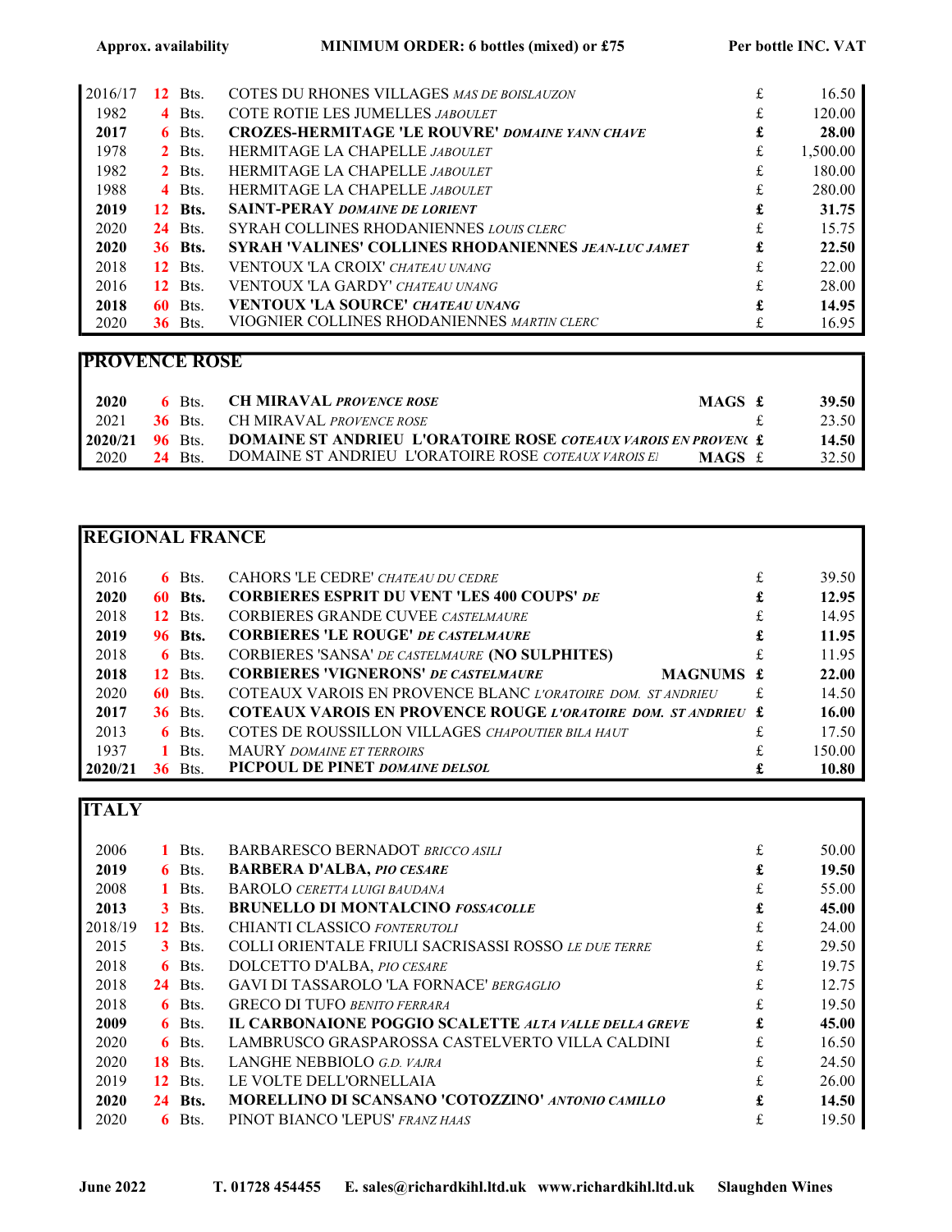| Approx. availability | | MINIMUM ORDER: 6 bottles (mixed) or £75 | | Per bottle INC. VAT |
|---|---|---|---|---|
| 2016/17 | 12 Bts. | COTES DU RHONES VILLAGES *MAS DE BOISLAUZON* | £ | 16.50 |
| 1982 | 4 Bts. | COTE ROTIE LES JUMELLES *JABOULET* | £ | 120.00 |
| **2017** | **6 Bts.** | **CROZES-HERMITAGE 'LE ROUVRE'** ***DOMAINE YANN CHAVE*** | **£** | **28.00** |
| 1978 | 2 Bts. | HERMITAGE LA CHAPELLE *JABOULET* | £ | 1,500.00 |
| 1982 | 2 Bts. | HERMITAGE LA CHAPELLE *JABOULET* | £ | 180.00 |
| 1988 | 4 Bts. | HERMITAGE LA CHAPELLE *JABOULET* | £ | 280.00 |
| **2019** | **12 Bts.** | **SAINT-PERAY** ***DOMAINE DE LORIENT*** | **£** | **31.75** |
| 2020 | 24 Bts. | SYRAH COLLINES RHODANIENNES *LOUIS CLERC* | £ | 15.75 |
| **2020** | **36 Bts.** | **SYRAH 'VALINES' COLLINES RHODANIENNES** ***JEAN-LUC JAMET*** | **£** | **22.50** |
| 2018 | 12 Bts. | VENTOUX 'LA CROIX' *CHATEAU UNANG* | £ | 22.00 |
| 2016 | 12 Bts. | VENTOUX 'LA GARDY' *CHATEAU UNANG* | £ | 28.00 |
| **2018** | **60 Bts.** | **VENTOUX 'LA SOURCE'** ***CHATEAU UNANG*** | **£** | **14.95** |
| 2020 | 36 Bts. | VIOGNIER COLLINES RHODANIENNES *MARTIN CLERC* | £ | 16.95 |

## PROVENCE ROSE

| | | | | |
|---|---|---|---|---|
| **2020** | **6 Bts.** | **CH MIRAVAL** ***PROVENCE ROSE*** **MAGS** | **£** | **39.50** |
| 2021 | 36 Bts. | CH MIRAVAL *PROVENCE ROSE* | £ | 23.50 |
| **2020/21** | **96 Bts.** | **DOMAINE ST ANDRIEU L'ORATOIRE ROSE** ***COTEAUX VAROIS EN PROVENC*** | **£** | **14.50** |
| 2020 | 24 Bts. | DOMAINE ST ANDRIEU L'ORATOIRE ROSE *COTEAUX VAROIS EI* **MAGS** | £ | 32.50 |

## REGIONAL FRANCE

| | | | | |
|---|---|---|---|---|
| 2016 | 6 Bts. | CAHORS 'LE CEDRE' *CHATEAU DU CEDRE* | £ | 39.50 |
| **2020** | **60 Bts.** | **CORBIERES ESPRIT DU VENT 'LES 400 COUPS'** ***DE*** | **£** | **12.95** |
| 2018 | 12 Bts. | CORBIERES GRANDE CUVEE *CASTELMAURE* | £ | 14.95 |
| **2019** | **96 Bts.** | **CORBIERES 'LE ROUGE'** ***DE CASTELMAURE*** | **£** | **11.95** |
| 2018 | 6 Bts. | CORBIERES 'SANSA' *DE CASTELMAURE* **(NO SULPHITES)** | £ | 11.95 |
| **2018** | **12 Bts.** | **CORBIERES 'VIGNERONS'** ***DE CASTELMAURE*** **MAGNUMS** | **£** | **22.00** |
| 2020 | 60 Bts. | COTEAUX VAROIS EN PROVENCE BLANC *L'ORATOIRE DOM. ST ANDRIEU* | £ | 14.50 |
| **2017** | **36 Bts.** | **COTEAUX VAROIS EN PROVENCE ROUGE** ***L'ORATOIRE DOM. ST ANDRIEU*** | **£** | **16.00** |
| 2013 | 6 Bts. | COTES DE ROUSSILLON VILLAGES *CHAPOUTIER BILA HAUT* | £ | 17.50 |
| 1937 | 1 Bts. | MAURY *DOMAINE ET TERROIRS* | £ | 150.00 |
| **2020/21** | **36 Bts.** | **PICPOUL DE PINET** ***DOMAINE DELSOL*** | **£** | **10.80** |

## ITALY

| | | | | |
|---|---|---|---|---|
| 2006 | 1 Bts. | BARBARESCO BERNADOT *BRICCO ASILI* | £ | 50.00 |
| **2019** | **6 Bts.** | **BARBERA D'ALBA,** ***PIO CESARE*** | **£** | **19.50** |
| 2008 | 1 Bts. | BAROLO *CERETTA LUIGI BAUDANA* | £ | 55.00 |
| **2013** | **3 Bts.** | **BRUNELLO DI MONTALCINO** ***FOSSACOLLE*** | **£** | **45.00** |
| 2018/19 | 12 Bts. | CHIANTI CLASSICO *FONTERUTOLI* | £ | 24.00 |
| 2015 | 3 Bts. | COLLI ORIENTALE FRIULI SACRISASSI ROSSO *LE DUE TERRE* | £ | 29.50 |
| 2018 | 6 Bts. | DOLCETTO D'ALBA, *PIO CESARE* | £ | 19.75 |
| 2018 | 24 Bts. | GAVI DI TASSAROLO 'LA FORNACE' *BERGAGLIO* | £ | 12.75 |
| 2018 | 6 Bts. | GRECO DI TUFO *BENITO FERRARA* | £ | 19.50 |
| **2009** | **6 Bts.** | **IL CARBONAIONE POGGIO SCALETTE** ***ALTA VALLE DELLA GREVE*** | **£** | **45.00** |
| 2020 | 6 Bts. | LAMBRUSCO GRASPAROSSA CASTELVERTO VILLA CALDINI | £ | 16.50 |
| 2020 | 18 Bts. | LANGHE NEBBIOLO *G.D. VAJRA* | £ | 24.50 |
| 2019 | 12 Bts. | LE VOLTE DELL'ORNELLAIA | £ | 26.00 |
| **2020** | **24 Bts.** | **MORELLINO DI SCANSANO 'COTOZZINO'** ***ANTONIO CAMILLO*** | **£** | **14.50** |
| 2020 | 6 Bts. | PINOT BIANCO 'LEPUS' *FRANZ HAAS* | £ | 19.50 |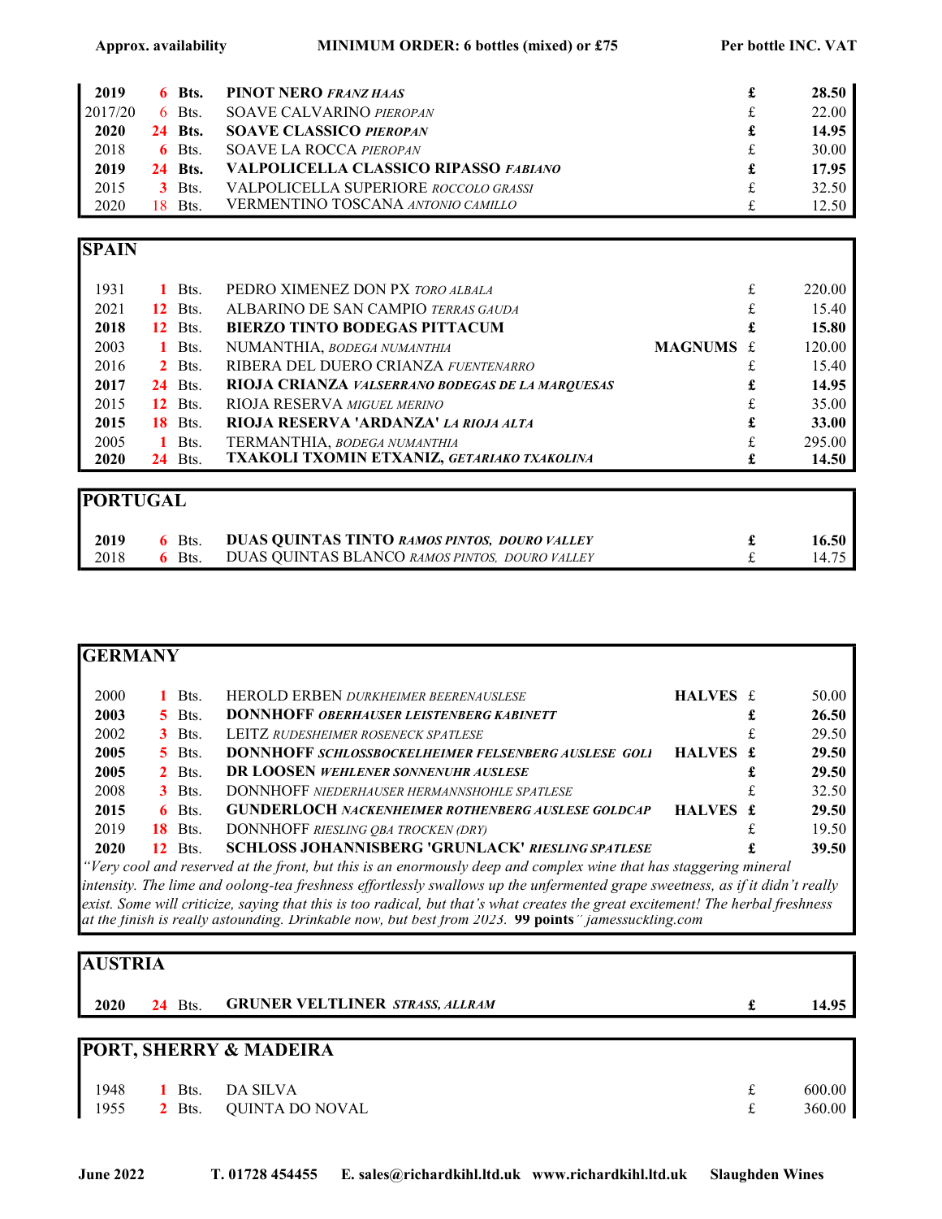**Approx. availability** **MINIMUM ORDER: 6 bottles (mixed) or £75** **Per bottle INC. VAT**

| | | | | | |
|---|---|---|---|---|---|
| **2019** | **6 Bts.** | **PINOT NERO *FRANZ HAAS*** | | **£** | **28.50** |
| 2017/20 | 6 Bts. | SOAVE CALVARINO *PIEROPAN* | | £ | 22.00 |
| **2020** | **24 Bts.** | **SOAVE CLASSICO *PIEROPAN*** | | **£** | **14.95** |
| 2018 | 6 Bts. | SOAVE LA ROCCA *PIEROPAN* | | £ | 30.00 |
| **2019** | **24 Bts.** | **VALPOLICELLA CLASSICO RIPASSO *FABIANO*** | | **£** | **17.95** |
| 2015 | 3 Bts. | VALPOLICELLA SUPERIORE *ROCCOLO GRASSI* | | £ | 32.50 |
| 2020 | 18 Bts. | VERMENTINO TOSCANA *ANTONIO CAMILLO* | | £ | 12.50 |

## SPAIN

| | | | | | |
|---|---|---|---|---|---|
| 1931 | 1 Bts. | PEDRO XIMENEZ DON PX *TORO ALBALA* | | £ | 220.00 |
| 2021 | 12 Bts. | ALBARINO DE SAN CAMPIO *TERRAS GAUDA* | | £ | 15.40 |
| **2018** | **12 Bts.** | **BIERZO TINTO BODEGAS PITTACUM** | | **£** | **15.80** |
| 2003 | 1 Bts. | NUMANTHIA, *BODEGA NUMANTHIA* | **MAGNUMS** | £ | 120.00 |
| 2016 | 2 Bts. | RIBERA DEL DUERO CRIANZA *FUENTENARRO* | | £ | 15.40 |
| **2017** | **24 Bts.** | **RIOJA CRIANZA *VALSERRANO BODEGAS DE LA MARQUESAS*** | | **£** | **14.95** |
| 2015 | 12 Bts. | RIOJA RESERVA *MIGUEL MERINO* | | £ | 35.00 |
| **2015** | **18 Bts.** | **RIOJA RESERVA 'ARDANZA' *LA RIOJA ALTA*** | | **£** | **33.00** |
| 2005 | 1 Bts. | TERMANTHIA, *BODEGA NUMANTHIA* | | £ | 295.00 |
| **2020** | **24 Bts.** | **TXAKOLI TXOMIN ETXANIZ, *GETARIAKO TXAKOLINA*** | | **£** | **14.50** |

## PORTUGAL

| | | | | |
|---|---|---|---|---|
| **2019** | **6 Bts.** | **DUAS QUINTAS TINTO *RAMOS PINTOS, DOURO VALLEY*** | **£** | **16.50** |
| 2018 | 6 Bts. | DUAS QUINTAS BLANCO *RAMOS PINTOS, DOURO VALLEY* | £ | 14.75 |

## GERMANY

| | | | | | |
|---|---|---|---|---|---|
| 2000 | 1 Bts. | HEROLD ERBEN *DURKHEIMER BEERENAUSLESE* | **HALVES** | £ | 50.00 |
| **2003** | **5 Bts.** | **DONNHOFF *OBERHAUSER LEISTENBERG KABINETT*** | | **£** | **26.50** |
| 2002 | 3 Bts. | LEITZ *RUDESHEIMER ROSENECK SPATLESE* | | £ | 29.50 |
| **2005** | **5 Bts.** | **DONNHOFF *SCHLOSSBOCKELHEIMER FELSENBERG AUSLESE GOLI*** | **HALVES** | **£** | **29.50** |
| **2005** | **2 Bts.** | **DR LOOSEN *WEHLENER SONNENUHR AUSLESE*** | | **£** | **29.50** |
| 2008 | 3 Bts. | DONNHOFF *NIEDERHAUSER HERMANNSHOHLE SPATLESE* | | £ | 32.50 |
| **2015** | **6 Bts.** | **GUNDERLOCH *NACKENHEIMER ROTHENBERG AUSLESE GOLDCAP*** | **HALVES** | **£** | **29.50** |
| 2019 | 18 Bts. | DONNHOFF *RIESLING QBA TROCKEN (DRY)* | | £ | 19.50 |
| **2020** | **12 Bts.** | **SCHLOSS JOHANNISBERG 'GRUNLACK' *RIESLING SPATLESE*** | | **£** | **39.50** |

*"Very cool and reserved at the front, but this is an enormously deep and complex wine that has staggering mineral intensity. The lime and oolong-tea freshness effortlessly swallows up the unfermented grape sweetness, as if it didn't really exist. Some will criticize, saying that this is too radical, but that's what creates the great excitement! The herbal freshness at the finish is really astounding. Drinkable now, but best from 2023.* **99 points**" *jamessuckling.com*

## AUSTRIA

| | | | | |
|---|---|---|---|---|
| **2020** | **24 Bts.** | **GRUNER VELTLINER *STRASS, ALLRAM*** | **£** | **14.95** |

## PORT, SHERRY & MADEIRA

| | | | | |
|---|---|---|---|---|
| 1948 | 1 Bts. | DA SILVA | £ | 600.00 |
| 1955 | 2 Bts. | QUINTA DO NOVAL | £ | 360.00 |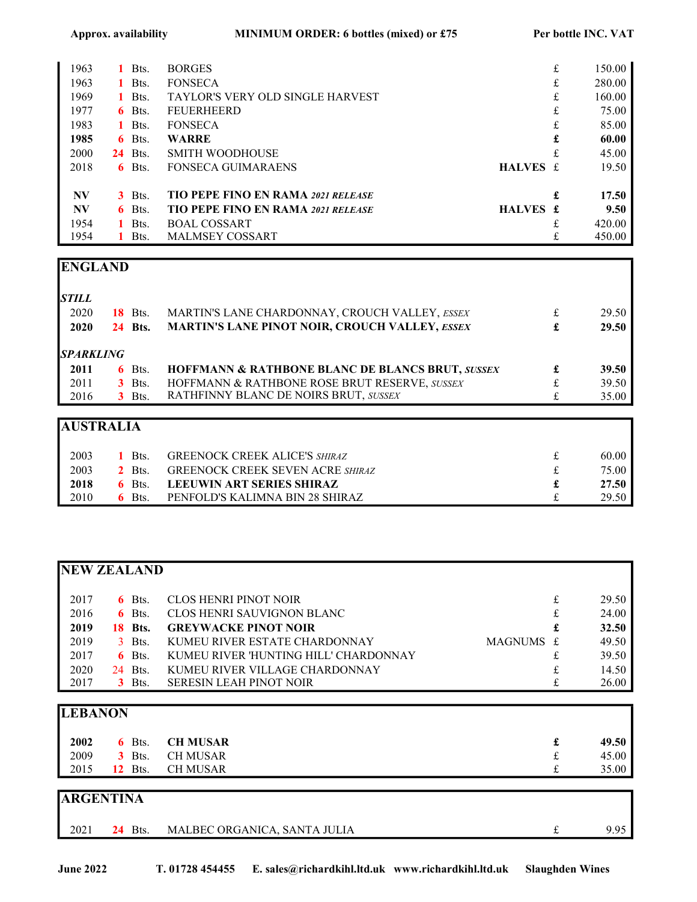| Approx. availability | | | MINIMUM ORDER: 6 bottles (mixed) or £75 | | | Per bottle INC. VAT |
|---|---|---|---|---|---|---|
| 1963 | 1 | Bts. | BORGES | | £ | 150.00 |
| 1963 | 1 | Bts. | FONSECA | | £ | 280.00 |
| 1969 | 1 | Bts. | TAYLOR'S VERY OLD SINGLE HARVEST | | £ | 160.00 |
| 1977 | 6 | Bts. | FEUERHEERD | | £ | 75.00 |
| 1983 | 1 | Bts. | FONSECA | | £ | 85.00 |
| **1985** | **6** | **Bts.** | **WARRE** | | **£** | **60.00** |
| 2000 | 24 | Bts. | SMITH WOODHOUSE | | £ | 45.00 |
| 2018 | 6 | Bts. | FONSECA GUIMARAENS | **HALVES** | £ | 19.50 |
| **NV** | **3** | Bts. | **TIO PEPE FINO EN RAMA** ***2021 RELEASE*** | | **£** | **17.50** |
| **NV** | **6** | Bts. | **TIO PEPE FINO EN RAMA** ***2021 RELEASE*** | **HALVES** | **£** | **9.50** |
| 1954 | 1 | Bts. | BOAL COSSART | | £ | 420.00 |
| 1954 | 1 | Bts. | MALMSEY COSSART | | £ | 450.00 |

## ENGLAND

### *STILL*

| | | | | | |
|---|---|---|---|---|---|
| 2020 | 18 | Bts. | MARTIN'S LANE CHARDONNAY, CROUCH VALLEY, *ESSEX* | £ | 29.50 |
| **2020** | **24** | **Bts.** | **MARTIN'S LANE PINOT NOIR, CROUCH VALLEY, *ESSEX*** | **£** | **29.50** |

### *SPARKLING*

| | | | | | |
|---|---|---|---|---|---|
| **2011** | **6** | Bts. | **HOFFMANN & RATHBONE BLANC DE BLANCS BRUT, *SUSSEX*** | **£** | **39.50** |
| 2011 | 3 | Bts. | HOFFMANN & RATHBONE ROSE BRUT RESERVE, *SUSSEX* | £ | 39.50 |
| 2016 | 3 | Bts. | RATHFINNY BLANC DE NOIRS BRUT, *SUSSEX* | £ | 35.00 |

## AUSTRALIA

| | | | | | |
|---|---|---|---|---|---|
| 2003 | 1 | Bts. | GREENOCK CREEK ALICE'S *SHIRAZ* | £ | 60.00 |
| 2003 | 2 | Bts. | GREENOCK CREEK SEVEN ACRE *SHIRAZ* | £ | 75.00 |
| **2018** | **6** | Bts. | **LEEUWIN ART SERIES SHIRAZ** | **£** | **27.50** |
| 2010 | 6 | Bts. | PENFOLD'S KALIMNA BIN 28 SHIRAZ | £ | 29.50 |

## NEW ZEALAND

| | | | | | | |
|---|---|---|---|---|---|---|
| 2017 | 6 | Bts. | CLOS HENRI PINOT NOIR | | £ | 29.50 |
| 2016 | 6 | Bts. | CLOS HENRI SAUVIGNON BLANC | | £ | 24.00 |
| **2019** | **18** | **Bts.** | **GREYWACKE PINOT NOIR** | | **£** | **32.50** |
| 2019 | 3 | Bts. | KUMEU RIVER ESTATE CHARDONNAY | MAGNUMS | £ | 49.50 |
| 2017 | 6 | Bts. | KUMEU RIVER 'HUNTING HILL' CHARDONNAY | | £ | 39.50 |
| 2020 | 24 | Bts. | KUMEU RIVER VILLAGE CHARDONNAY | | £ | 14.50 |
| 2017 | 3 | Bts. | SERESIN LEAH PINOT NOIR | | £ | 26.00 |

## LEBANON

| | | | | | |
|---|---|---|---|---|---|
| **2002** | **6** | Bts. | **CH MUSAR** | **£** | **49.50** |
| 2009 | 3 | Bts. | CH MUSAR | £ | 45.00 |
| 2015 | 12 | Bts. | CH MUSAR | £ | 35.00 |

## ARGENTINA

| | | | | | |
|---|---|---|---|---|---|
| 2021 | 24 | Bts. | MALBEC ORGANICA, SANTA JULIA | £ | 9.95 |

**June 2022 T. 01728 454455 E. sales@richardkihl.ltd.uk www.richardkihl.ltd.uk Slaughden Wines**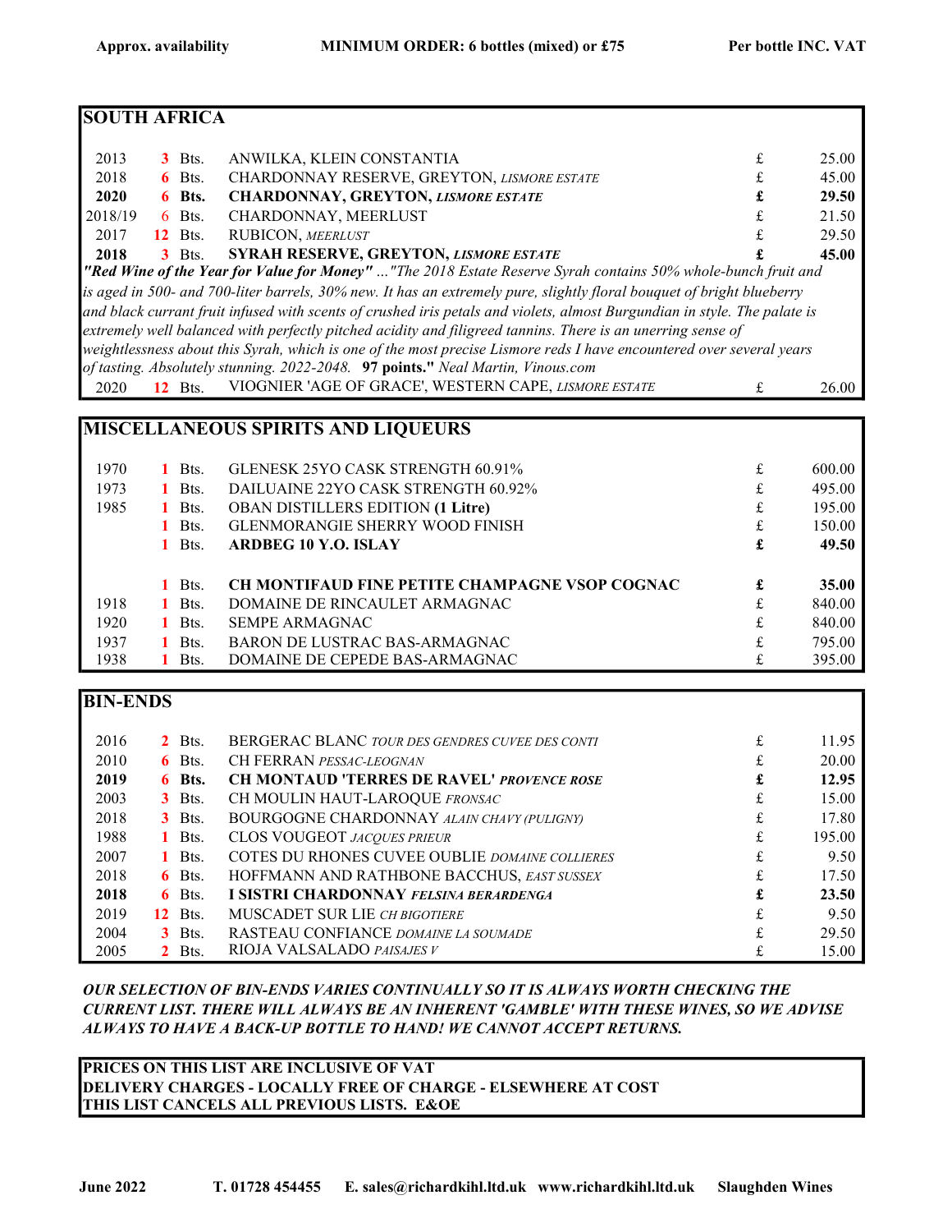## SOUTH AFRICA

| | | | | |
|---|---|---|---|---|
| 2013 | 3 Bts. | ANWILKA, KLEIN CONSTANTIA | £ | 25.00 |
| 2018 | 6 Bts. | CHARDONNAY RESERVE, GREYTON, *LISMORE ESTATE* | £ | 45.00 |
| **2020** | **6 Bts.** | **CHARDONNAY, GREYTON, *LISMORE ESTATE*** | **£** | **29.50** |
| 2018/19 | 6 Bts. | CHARDONNAY, MEERLUST | £ | 21.50 |
| 2017 | 12 Bts. | RUBICON, *MEERLUST* | £ | 29.50 |
| **2018** | 3 Bts. | **SYRAH RESERVE, GREYTON, *LISMORE ESTATE*** | **£** | **45.00** |
| 2020 | 12 Bts. | VIOGNIER 'AGE OF GRACE', WESTERN CAPE, *LISMORE ESTATE* | £ | 26.00 |

***"Red Wine of the Year for Value for Money"*** *..."The 2018 Estate Reserve Syrah contains 50% whole-bunch fruit and is aged in 500- and 700-liter barrels, 30% new. It has an extremely pure, slightly floral bouquet of bright blueberry and black currant fruit infused with scents of crushed iris petals and violets, almost Burgundian in style. The palate is extremely well balanced with perfectly pitched acidity and filigreed tannins. There is an unerring sense of weightlessness about this Syrah, which is one of the most precise Lismore reds I have encountered over several years of tasting. Absolutely stunning. 2022-2048.* **97 points."** *Neal Martin, Vinous.com*

## MISCELLANEOUS SPIRITS AND LIQUEURS

| | | | | |
|---|---|---|---|---|
| 1970 | 1 Bts. | GLENESK 25YO CASK STRENGTH 60.91% | £ | 600.00 |
| 1973 | 1 Bts. | DAILUAINE 22YO CASK STRENGTH 60.92% | £ | 495.00 |
| 1985 | 1 Bts. | OBAN DISTILLERS EDITION **(1 Litre)** | £ | 195.00 |
| | 1 Bts. | GLENMORANGIE SHERRY WOOD FINISH | £ | 150.00 |
| | 1 Bts. | **ARDBEG 10 Y.O. ISLAY** | **£** | **49.50** |
| | 1 Bts. | **CH MONTIFAUD FINE PETITE CHAMPAGNE VSOP COGNAC** | **£** | **35.00** |
| 1918 | 1 Bts. | DOMAINE DE RINCAULET ARMAGNAC | £ | 840.00 |
| 1920 | 1 Bts. | SEMPE ARMAGNAC | £ | 840.00 |
| 1937 | 1 Bts. | BARON DE LUSTRAC BAS-ARMAGNAC | £ | 795.00 |
| 1938 | 1 Bts. | DOMAINE DE CEPEDE BAS-ARMAGNAC | £ | 395.00 |

## BIN-ENDS

| | | | | |
|---|---|---|---|---|
| 2016 | 2 Bts. | BERGERAC BLANC *TOUR DES GENDRES CUVEE DES CONTI* | £ | 11.95 |
| 2010 | 6 Bts. | CH FERRAN *PESSAC-LEOGNAN* | £ | 20.00 |
| **2019** | **6 Bts.** | **CH MONTAUD 'TERRES DE RAVEL' *PROVENCE ROSE*** | **£** | **12.95** |
| 2003 | 3 Bts. | CH MOULIN HAUT-LAROQUE *FRONSAC* | £ | 15.00 |
| 2018 | 3 Bts. | BOURGOGNE CHARDONNAY *ALAIN CHAVY (PULIGNY)* | £ | 17.80 |
| 1988 | 1 Bts. | CLOS VOUGEOT *JACQUES PRIEUR* | £ | 195.00 |
| 2007 | 1 Bts. | COTES DU RHONES CUVEE OUBLIE *DOMAINE COLLIERES* | £ | 9.50 |
| 2018 | 6 Bts. | HOFFMANN AND RATHBONE BACCHUS, *EAST SUSSEX* | £ | 17.50 |
| **2018** | **6 Bts.** | **I SISTRI CHARDONNAY *FELSINA BERARDENGA*** | **£** | **23.50** |
| 2019 | 12 Bts. | MUSCADET SUR LIE *CH BIGOTIERE* | £ | 9.50 |
| 2004 | 3 Bts. | RASTEAU CONFIANCE *DOMAINE LA SOUMADE* | £ | 29.50 |
| 2005 | 2 Bts. | RIOJA VALSALADO *PAISAJES V* | £ | 15.00 |

***OUR SELECTION OF BIN-ENDS VARIES CONTINUALLY SO IT IS ALWAYS WORTH CHECKING THE CURRENT LIST. THERE WILL ALWAYS BE AN INHERENT 'GAMBLE' WITH THESE WINES, SO WE ADVISE ALWAYS TO HAVE A BACK-UP BOTTLE TO HAND! WE CANNOT ACCEPT RETURNS.***

**PRICES ON THIS LIST ARE INCLUSIVE OF VAT**
**DELIVERY CHARGES - LOCALLY FREE OF CHARGE - ELSEWHERE AT COST**
**THIS LIST CANCELS ALL PREVIOUS LISTS. E&OE**